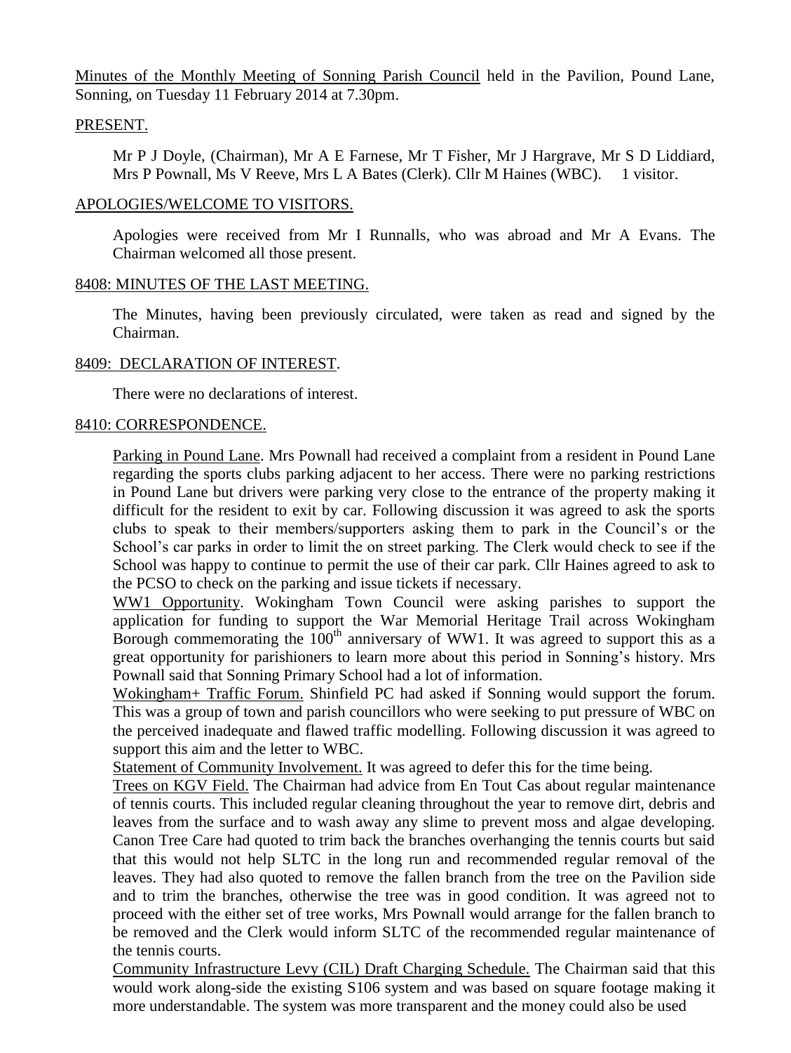Minutes of the Monthly Meeting of Sonning Parish Council held in the Pavilion, Pound Lane, Sonning, on Tuesday 11 February 2014 at 7.30pm.

## PRESENT.

Mr P J Doyle, (Chairman), Mr A E Farnese, Mr T Fisher, Mr J Hargrave, Mr S D Liddiard, Mrs P Pownall, Ms V Reeve, Mrs L A Bates (Clerk). Cllr M Haines (WBC). 1 visitor.

## APOLOGIES/WELCOME TO VISITORS.

Apologies were received from Mr I Runnalls, who was abroad and Mr A Evans. The Chairman welcomed all those present.

## 8408: MINUTES OF THE LAST MEETING.

The Minutes, having been previously circulated, were taken as read and signed by the Chairman.

## 8409: DECLARATION OF INTEREST.

There were no declarations of interest.

## 8410: CORRESPONDENCE.

Parking in Pound Lane. Mrs Pownall had received a complaint from a resident in Pound Lane regarding the sports clubs parking adjacent to her access. There were no parking restrictions in Pound Lane but drivers were parking very close to the entrance of the property making it difficult for the resident to exit by car. Following discussion it was agreed to ask the sports clubs to speak to their members/supporters asking them to park in the Council's or the School's car parks in order to limit the on street parking. The Clerk would check to see if the School was happy to continue to permit the use of their car park. Cllr Haines agreed to ask to the PCSO to check on the parking and issue tickets if necessary.

WW1 Opportunity. Wokingham Town Council were asking parishes to support the application for funding to support the War Memorial Heritage Trail across Wokingham Borough commemorating the 100th anniversary of WW1. It was agreed to support this as a great opportunity for parishioners to learn more about this period in Sonning's history. Mrs Pownall said that Sonning Primary School had a lot of information.

Wokingham+ Traffic Forum. Shinfield PC had asked if Sonning would support the forum. This was a group of town and parish councillors who were seeking to put pressure of WBC on the perceived inadequate and flawed traffic modelling. Following discussion it was agreed to support this aim and the letter to WBC.

Statement of Community Involvement. It was agreed to defer this for the time being.

Trees on KGV Field. The Chairman had advice from En Tout Cas about regular maintenance of tennis courts. This included regular cleaning throughout the year to remove dirt, debris and leaves from the surface and to wash away any slime to prevent moss and algae developing. Canon Tree Care had quoted to trim back the branches overhanging the tennis courts but said that this would not help SLTC in the long run and recommended regular removal of the leaves. They had also quoted to remove the fallen branch from the tree on the Pavilion side and to trim the branches, otherwise the tree was in good condition. It was agreed not to proceed with the either set of tree works, Mrs Pownall would arrange for the fallen branch to be removed and the Clerk would inform SLTC of the recommended regular maintenance of the tennis courts.

Community Infrastructure Levy (CIL) Draft Charging Schedule. The Chairman said that this would work along-side the existing S106 system and was based on square footage making it more understandable. The system was more transparent and the money could also be used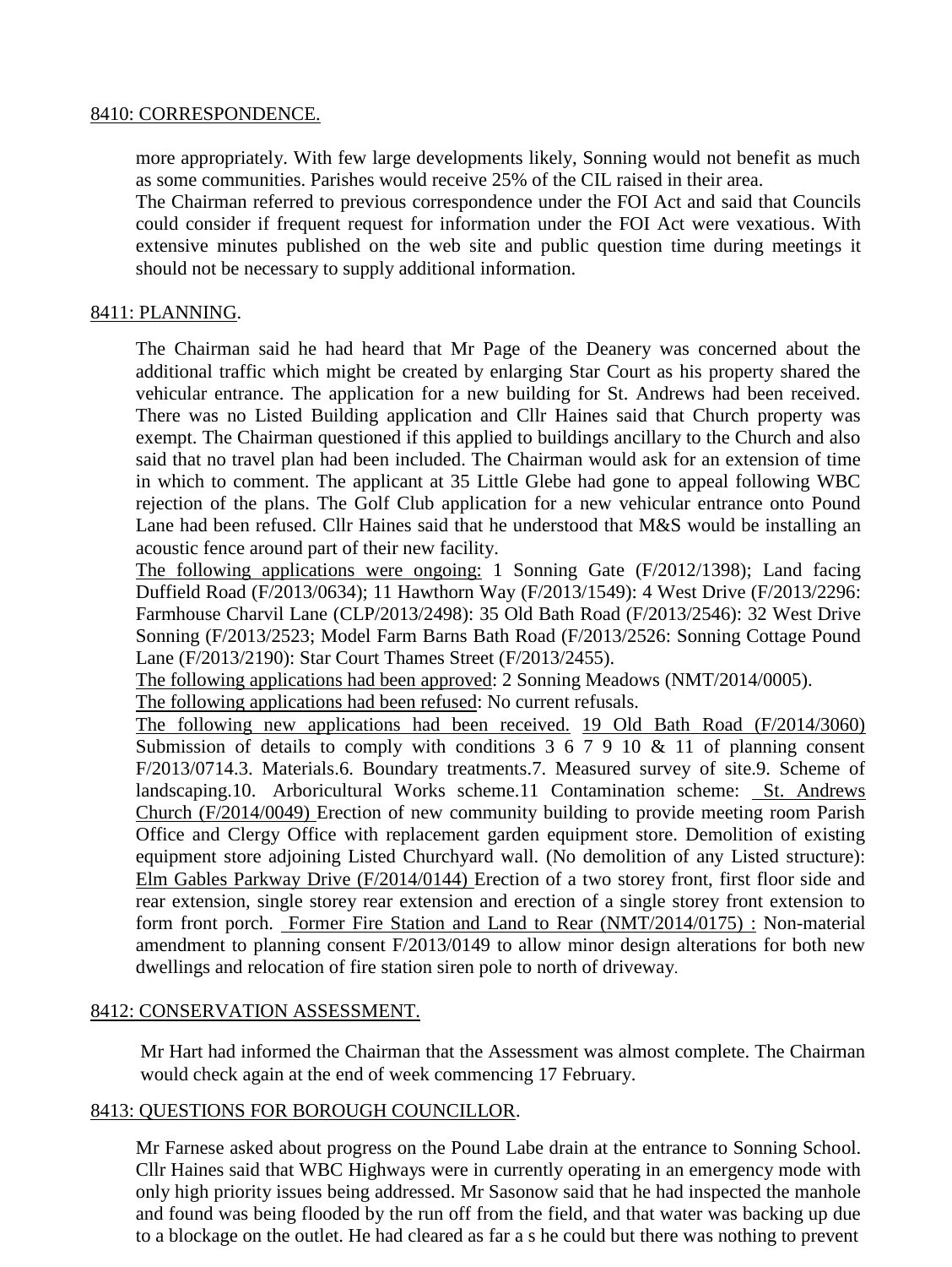8410: CORRESPONDENCE.

more appropriately. With few large developments likely, Sonning would not benefit as much as some communities. Parishes would receive 25% of the CIL raised in their area.
The Chairman referred to previous correspondence under the FOI Act and said that Councils could consider if frequent request for information under the FOI Act were vexatious. With extensive minutes published on the web site and public question time during meetings it should not be necessary to supply additional information.

8411: PLANNING.

The Chairman said he had heard that Mr Page of the Deanery was concerned about the additional traffic which might be created by enlarging Star Court as his property shared the vehicular entrance. The application for a new building for St. Andrews had been received. There was no Listed Building application and Cllr Haines said that Church property was exempt. The Chairman questioned if this applied to buildings ancillary to the Church and also said that no travel plan had been included. The Chairman would ask for an extension of time in which to comment. The applicant at 35 Little Glebe had gone to appeal following WBC rejection of the plans. The Golf Club application for a new vehicular entrance onto Pound Lane had been refused. Cllr Haines said that he understood that M&S would be installing an acoustic fence around part of their new facility.
The following applications were ongoing: 1 Sonning Gate (F/2012/1398); Land facing Duffield Road (F/2013/0634); 11 Hawthorn Way (F/2013/1549): 4 West Drive (F/2013/2296: Farmhouse Charvil Lane (CLP/2013/2498): 35 Old Bath Road (F/2013/2546): 32 West Drive Sonning (F/2013/2523; Model Farm Barns Bath Road (F/2013/2526: Sonning Cottage Pound Lane (F/2013/2190): Star Court Thames Street (F/2013/2455).
The following applications had been approved: 2 Sonning Meadows (NMT/2014/0005).
The following applications had been refused: No current refusals.
The following new applications had been received. 19 Old Bath Road (F/2014/3060) Submission of details to comply with conditions 3 6 7 9 10 & 11 of planning consent F/2013/0714.3. Materials.6. Boundary treatments.7. Measured survey of site.9. Scheme of landscaping.10. Arboricultural Works scheme.11 Contamination scheme: St. Andrews Church (F/2014/0049) Erection of new community building to provide meeting room Parish Office and Clergy Office with replacement garden equipment store. Demolition of existing equipment store adjoining Listed Churchyard wall. (No demolition of any Listed structure): Elm Gables Parkway Drive (F/2014/0144) Erection of a two storey front, first floor side and rear extension, single storey rear extension and erection of a single storey front extension to form front porch. Former Fire Station and Land to Rear (NMT/2014/0175) : Non-material amendment to planning consent F/2013/0149 to allow minor design alterations for both new dwellings and relocation of fire station siren pole to north of driveway.

8412: CONSERVATION ASSESSMENT.

Mr Hart had informed the Chairman that the Assessment was almost complete. The Chairman would check again at the end of week commencing 17 February.

8413: QUESTIONS FOR BOROUGH COUNCILLOR.

Mr Farnese asked about progress on the Pound Labe drain at the entrance to Sonning School. Cllr Haines said that WBC Highways were in currently operating in an emergency mode with only high priority issues being addressed. Mr Sasonow said that he had inspected the manhole and found was being flooded by the run off from the field, and that water was backing up due to a blockage on the outlet. He had cleared as far a s he could but there was nothing to prevent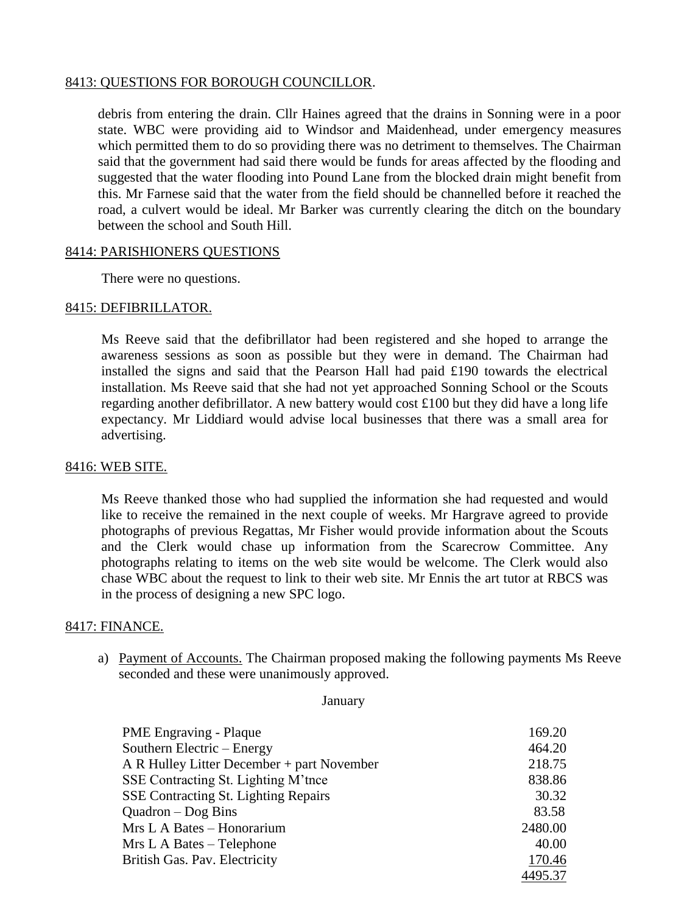8413: QUESTIONS FOR BOROUGH COUNCILLOR.

debris from entering the drain. Cllr Haines agreed that the drains in Sonning were in a poor state. WBC were providing aid to Windsor and Maidenhead, under emergency measures which permitted them to do so providing there was no detriment to themselves. The Chairman said that the government had said there would be funds for areas affected by the flooding and suggested that the water flooding into Pound Lane from the blocked drain might benefit from this. Mr Farnese said that the water from the field should be channelled before it reached the road, a culvert would be ideal. Mr Barker was currently clearing the ditch on the boundary between the school and South Hill.

8414: PARISHIONERS QUESTIONS

There were no questions.

8415: DEFIBRILLATOR.

Ms Reeve said that the defibrillator had been registered and she hoped to arrange the awareness sessions as soon as possible but they were in demand. The Chairman had installed the signs and said that the Pearson Hall had paid £190 towards the electrical installation. Ms Reeve said that she had not yet approached Sonning School or the Scouts regarding another defibrillator. A new battery would cost £100 but they did have a long life expectancy. Mr Liddiard would advise local businesses that there was a small area for advertising.

8416: WEB SITE.

Ms Reeve thanked those who had supplied the information she had requested and would like to receive the remained in the next couple of weeks. Mr Hargrave agreed to provide photographs of previous Regattas, Mr Fisher would provide information about the Scouts and the Clerk would chase up information from the Scarecrow Committee. Any photographs relating to items on the web site would be welcome. The Clerk would also chase WBC about the request to link to their web site. Mr Ennis the art tutor at RBCS was in the process of designing a new SPC logo.

8417: FINANCE.

a) Payment of Accounts. The Chairman proposed making the following payments Ms Reeve seconded and these were unanimously approved.

January

| | |
|---|---:|
| PME Engraving - Plaque | 169.20 |
| Southern Electric – Energy | 464.20 |
| A R Hulley Litter December + part November | 218.75 |
| SSE Contracting St. Lighting M'tnce | 838.86 |
| SSE Contracting St. Lighting Repairs | 30.32 |
| Quadron – Dog Bins | 83.58 |
| Mrs L A Bates – Honorarium | 2480.00 |
| Mrs L A Bates – Telephone | 40.00 |
| British Gas. Pav. Electricity | 170.46 |
| | 4495.37 |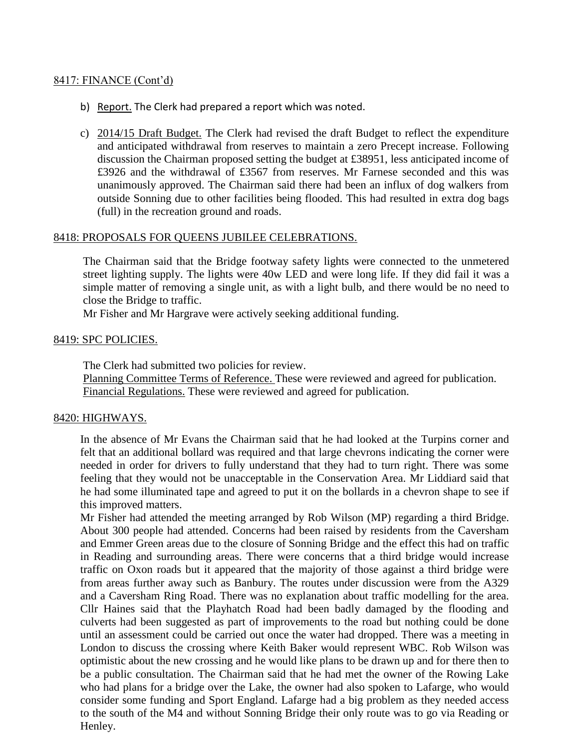8417: FINANCE (Cont'd)

b) Report. The Clerk had prepared a report which was noted.

c) 2014/15 Draft Budget. The Clerk had revised the draft Budget to reflect the expenditure and anticipated withdrawal from reserves to maintain a zero Precept increase. Following discussion the Chairman proposed setting the budget at £38951, less anticipated income of £3926 and the withdrawal of £3567 from reserves. Mr Farnese seconded and this was unanimously approved. The Chairman said there had been an influx of dog walkers from outside Sonning due to other facilities being flooded. This had resulted in extra dog bags (full) in the recreation ground and roads.

8418: PROPOSALS FOR QUEENS JUBILEE CELEBRATIONS.

The Chairman said that the Bridge footway safety lights were connected to the unmetered street lighting supply. The lights were 40w LED and were long life. If they did fail it was a simple matter of removing a single unit, as with a light bulb, and there would be no need to close the Bridge to traffic.
Mr Fisher and Mr Hargrave were actively seeking additional funding.

8419: SPC POLICIES.

The Clerk had submitted two policies for review.
Planning Committee Terms of Reference. These were reviewed and agreed for publication.
Financial Regulations. These were reviewed and agreed for publication.

8420: HIGHWAYS.

In the absence of Mr Evans the Chairman said that he had looked at the Turpins corner and felt that an additional bollard was required and that large chevrons indicating the corner were needed in order for drivers to fully understand that they had to turn right. There was some feeling that they would not be unacceptable in the Conservation Area. Mr Liddiard said that he had some illuminated tape and agreed to put it on the bollards in a chevron shape to see if this improved matters.
Mr Fisher had attended the meeting arranged by Rob Wilson (MP) regarding a third Bridge. About 300 people had attended. Concerns had been raised by residents from the Caversham and Emmer Green areas due to the closure of Sonning Bridge and the effect this had on traffic in Reading and surrounding areas. There were concerns that a third bridge would increase traffic on Oxon roads but it appeared that the majority of those against a third bridge were from areas further away such as Banbury. The routes under discussion were from the A329 and a Caversham Ring Road. There was no explanation about traffic modelling for the area. Cllr Haines said that the Playhatch Road had been badly damaged by the flooding and culverts had been suggested as part of improvements to the road but nothing could be done until an assessment could be carried out once the water had dropped. There was a meeting in London to discuss the crossing where Keith Baker would represent WBC. Rob Wilson was optimistic about the new crossing and he would like plans to be drawn up and for there then to be a public consultation. The Chairman said that he had met the owner of the Rowing Lake who had plans for a bridge over the Lake, the owner had also spoken to Lafarge, who would consider some funding and Sport England. Lafarge had a big problem as they needed access to the south of the M4 and without Sonning Bridge their only route was to go via Reading or Henley.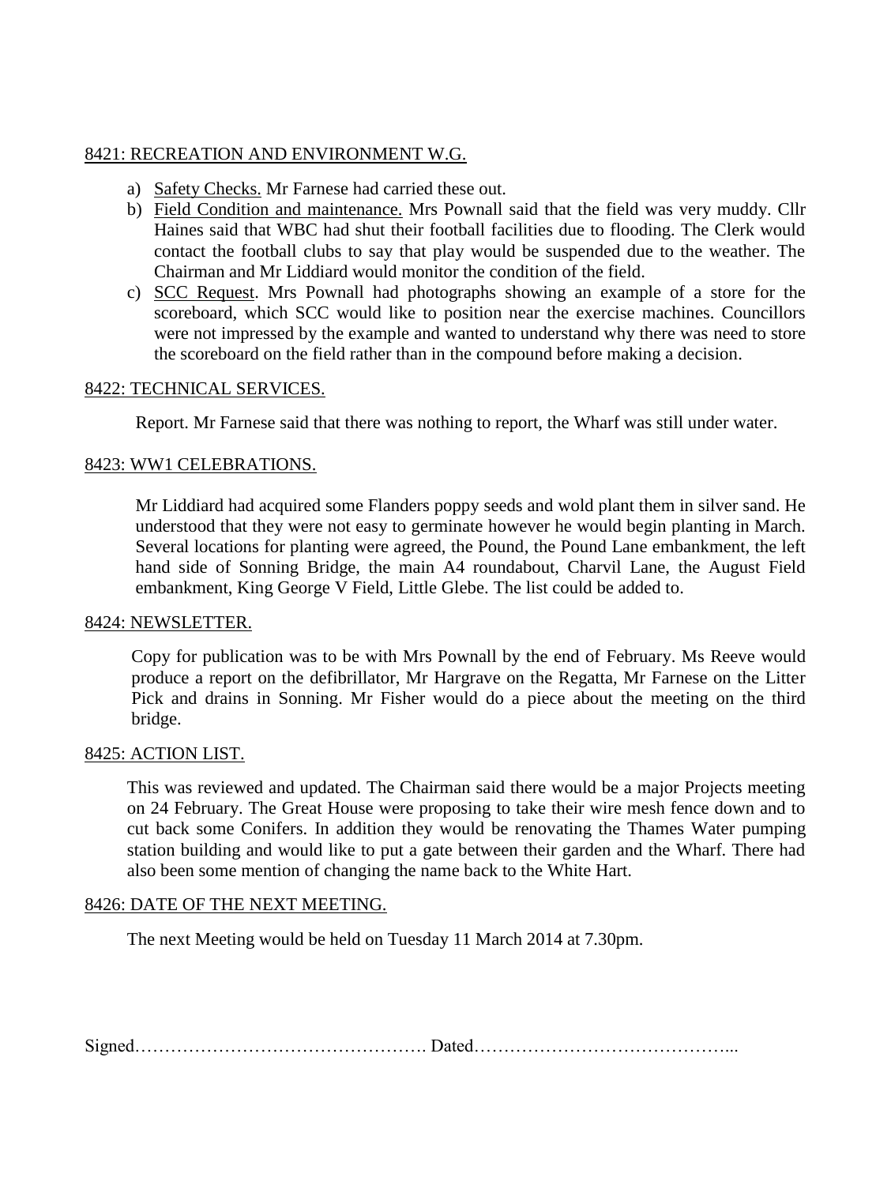8421: RECREATION AND ENVIRONMENT W.G.

a) Safety Checks. Mr Farnese had carried these out.
b) Field Condition and maintenance. Mrs Pownall said that the field was very muddy. Cllr Haines said that WBC had shut their football facilities due to flooding. The Clerk would contact the football clubs to say that play would be suspended due to the weather. The Chairman and Mr Liddiard would monitor the condition of the field.
c) SCC Request. Mrs Pownall had photographs showing an example of a store for the scoreboard, which SCC would like to position near the exercise machines. Councillors were not impressed by the example and wanted to understand why there was need to store the scoreboard on the field rather than in the compound before making a decision.

8422: TECHNICAL SERVICES.

Report. Mr Farnese said that there was nothing to report, the Wharf was still under water.

8423: WW1 CELEBRATIONS.

Mr Liddiard had acquired some Flanders poppy seeds and wold plant them in silver sand. He understood that they were not easy to germinate however he would begin planting in March. Several locations for planting were agreed, the Pound, the Pound Lane embankment, the left hand side of Sonning Bridge, the main A4 roundabout, Charvil Lane, the August Field embankment, King George V Field, Little Glebe. The list could be added to.

8424: NEWSLETTER.

Copy for publication was to be with Mrs Pownall by the end of February. Ms Reeve would produce a report on the defibrillator, Mr Hargrave on the Regatta, Mr Farnese on the Litter Pick and drains in Sonning. Mr Fisher would do a piece about the meeting on the third bridge.

8425: ACTION LIST.

This was reviewed and updated. The Chairman said there would be a major Projects meeting on 24 February. The Great House were proposing to take their wire mesh fence down and to cut back some Conifers. In addition they would be renovating the Thames Water pumping station building and would like to put a gate between their garden and the Wharf. There had also been some mention of changing the name back to the White Hart.

8426: DATE OF THE NEXT MEETING.

The next Meeting would be held on Tuesday 11 March 2014 at 7.30pm.

Signed…………………………………………. Dated……………………………………...